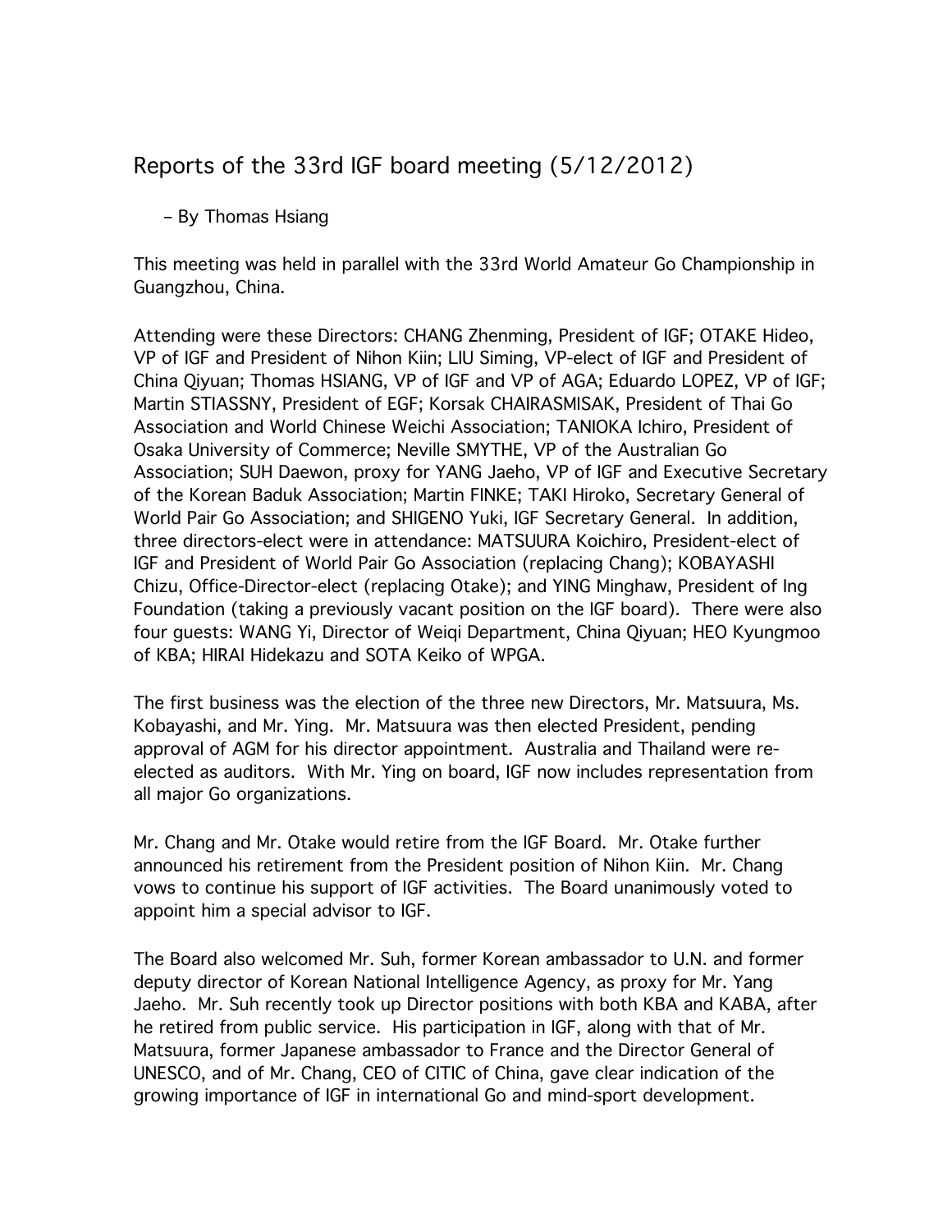# Reports of the 33rd IGF board meeting (5/12/2012)

– By Thomas Hsiang

This meeting was held in parallel with the 33rd World Amateur Go Championship in Guangzhou, China.

Attending were these Directors: CHANG Zhenming, President of IGF; OTAKE Hideo, VP of IGF and President of Nihon Kiin; LIU Siming, VP-elect of IGF and President of China Qiyuan; Thomas HSIANG, VP of IGF and VP of AGA; Eduardo LOPEZ, VP of IGF; Martin STIASSNY, President of EGF; Korsak CHAIRASMISAK, President of Thai Go Association and World Chinese Weichi Association; TANIOKA Ichiro, President of Osaka University of Commerce; Neville SMYTHE, VP of the Australian Go Association; SUH Daewon, proxy for YANG Jaeho, VP of IGF and Executive Secretary of the Korean Baduk Association; Martin FINKE; TAKI Hiroko, Secretary General of World Pair Go Association; and SHIGENO Yuki, IGF Secretary General. In addition, three directors-elect were in attendance: MATSUURA Koichiro, President-elect of IGF and President of World Pair Go Association (replacing Chang); KOBAYASHI Chizu, Office-Director-elect (replacing Otake); and YING Minghaw, President of Ing Foundation (taking a previously vacant position on the IGF board). There were also four guests: WANG Yi, Director of Weiqi Department, China Qiyuan; HEO Kyungmoo of KBA; HIRAI Hidekazu and SOTA Keiko of WPGA.

The first business was the election of the three new Directors, Mr. Matsuura, Ms. Kobayashi, and Mr. Ying. Mr. Matsuura was then elected President, pending approval of AGM for his director appointment. Australia and Thailand were re-elected as auditors. With Mr. Ying on board, IGF now includes representation from all major Go organizations.

Mr. Chang and Mr. Otake would retire from the IGF Board. Mr. Otake further announced his retirement from the President position of Nihon Kiin. Mr. Chang vows to continue his support of IGF activities. The Board unanimously voted to appoint him a special advisor to IGF.

The Board also welcomed Mr. Suh, former Korean ambassador to U.N. and former deputy director of Korean National Intelligence Agency, as proxy for Mr. Yang Jaeho. Mr. Suh recently took up Director positions with both KBA and KABA, after he retired from public service. His participation in IGF, along with that of Mr. Matsuura, former Japanese ambassador to France and the Director General of UNESCO, and of Mr. Chang, CEO of CITIC of China, gave clear indication of the growing importance of IGF in international Go and mind-sport development.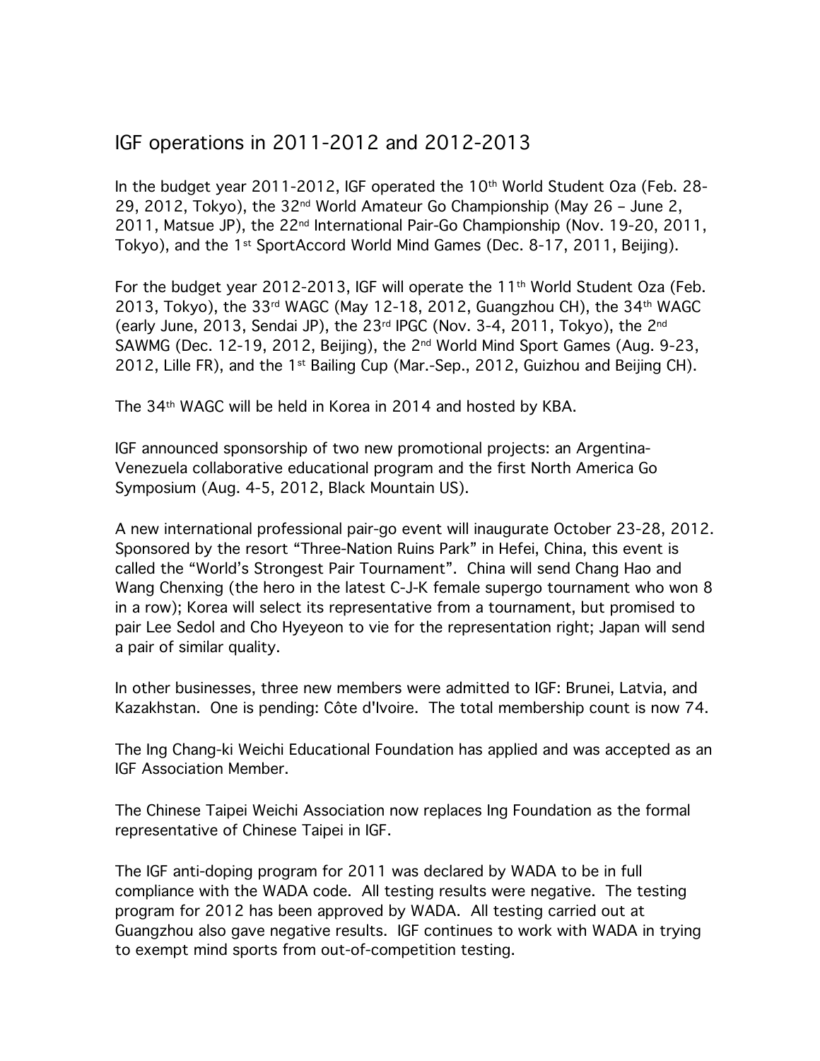# IGF operations in 2011-2012 and 2012-2013

In the budget year 2011-2012, IGF operated the 10th World Student Oza (Feb. 28-29, 2012, Tokyo), the 32nd World Amateur Go Championship (May 26 – June 2, 2011, Matsue JP), the 22nd International Pair-Go Championship (Nov. 19-20, 2011, Tokyo), and the 1st SportAccord World Mind Games (Dec. 8-17, 2011, Beijing).

For the budget year 2012-2013, IGF will operate the 11th World Student Oza (Feb. 2013, Tokyo), the 33rd WAGC (May 12-18, 2012, Guangzhou CH), the 34th WAGC (early June, 2013, Sendai JP), the 23rd IPGC (Nov. 3-4, 2011, Tokyo), the 2nd SAWMG (Dec. 12-19, 2012, Beijing), the 2nd World Mind Sport Games (Aug. 9-23, 2012, Lille FR), and the 1st Bailing Cup (Mar.-Sep., 2012, Guizhou and Beijing CH).

The 34th WAGC will be held in Korea in 2014 and hosted by KBA.

IGF announced sponsorship of two new promotional projects: an Argentina-Venezuela collaborative educational program and the first North America Go Symposium (Aug. 4-5, 2012, Black Mountain US).

A new international professional pair-go event will inaugurate October 23-28, 2012. Sponsored by the resort "Three-Nation Ruins Park" in Hefei, China, this event is called the "World's Strongest Pair Tournament". China will send Chang Hao and Wang Chenxing (the hero in the latest C-J-K female supergo tournament who won 8 in a row); Korea will select its representative from a tournament, but promised to pair Lee Sedol and Cho Hyeyeon to vie for the representation right; Japan will send a pair of similar quality.

In other businesses, three new members were admitted to IGF: Brunei, Latvia, and Kazakhstan. One is pending: Côte d'Ivoire. The total membership count is now 74.

The Ing Chang-ki Weichi Educational Foundation has applied and was accepted as an IGF Association Member.

The Chinese Taipei Weichi Association now replaces Ing Foundation as the formal representative of Chinese Taipei in IGF.

The IGF anti-doping program for 2011 was declared by WADA to be in full compliance with the WADA code. All testing results were negative. The testing program for 2012 has been approved by WADA. All testing carried out at Guangzhou also gave negative results. IGF continues to work with WADA in trying to exempt mind sports from out-of-competition testing.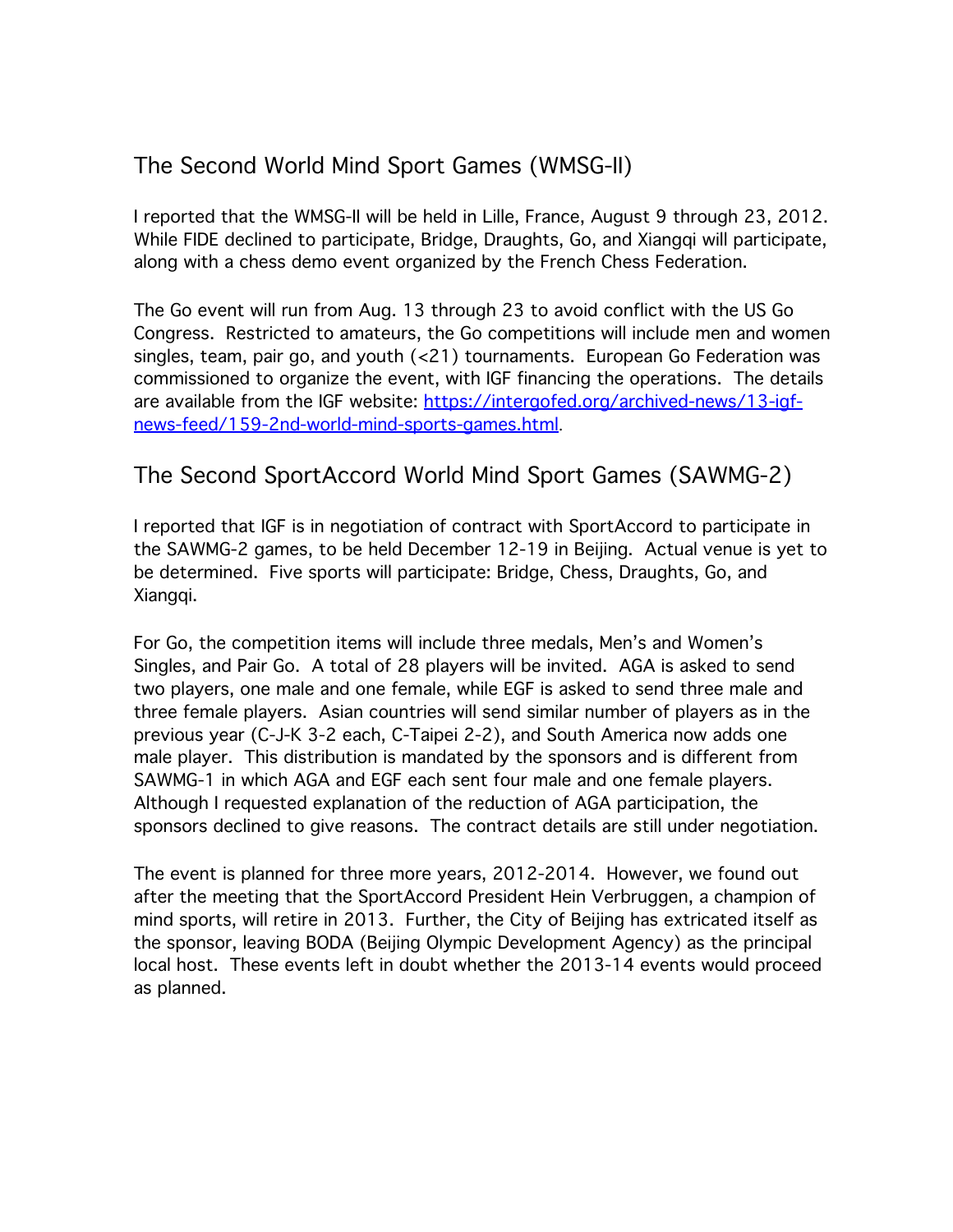## The Second World Mind Sport Games (WMSG-II)

I reported that the WMSG-II will be held in Lille, France, August 9 through 23, 2012. While FIDE declined to participate, Bridge, Draughts, Go, and Xiangqi will participate, along with a chess demo event organized by the French Chess Federation.

The Go event will run from Aug. 13 through 23 to avoid conflict with the US Go Congress. Restricted to amateurs, the Go competitions will include men and women singles, team, pair go, and youth (<21) tournaments. European Go Federation was commissioned to organize the event, with IGF financing the operations. The details are available from the IGF website: [https://intergofed.org/archived-news/13-igf-news-feed/159-2nd-world-mind-sports-games.html](https://intergofed.org/archived-news/13-igf-news-feed/159-2nd-world-mind-sports-games.html).

## The Second SportAccord World Mind Sport Games (SAWMG-2)

I reported that IGF is in negotiation of contract with SportAccord to participate in the SAWMG-2 games, to be held December 12-19 in Beijing. Actual venue is yet to be determined. Five sports will participate: Bridge, Chess, Draughts, Go, and Xiangqi.

For Go, the competition items will include three medals, Men's and Women's Singles, and Pair Go. A total of 28 players will be invited. AGA is asked to send two players, one male and one female, while EGF is asked to send three male and three female players. Asian countries will send similar number of players as in the previous year (C-J-K 3-2 each, C-Taipei 2-2), and South America now adds one male player. This distribution is mandated by the sponsors and is different from SAWMG-1 in which AGA and EGF each sent four male and one female players. Although I requested explanation of the reduction of AGA participation, the sponsors declined to give reasons. The contract details are still under negotiation.

The event is planned for three more years, 2012-2014. However, we found out after the meeting that the SportAccord President Hein Verbruggen, a champion of mind sports, will retire in 2013. Further, the City of Beijing has extricated itself as the sponsor, leaving BODA (Beijing Olympic Development Agency) as the principal local host. These events left in doubt whether the 2013-14 events would proceed as planned.